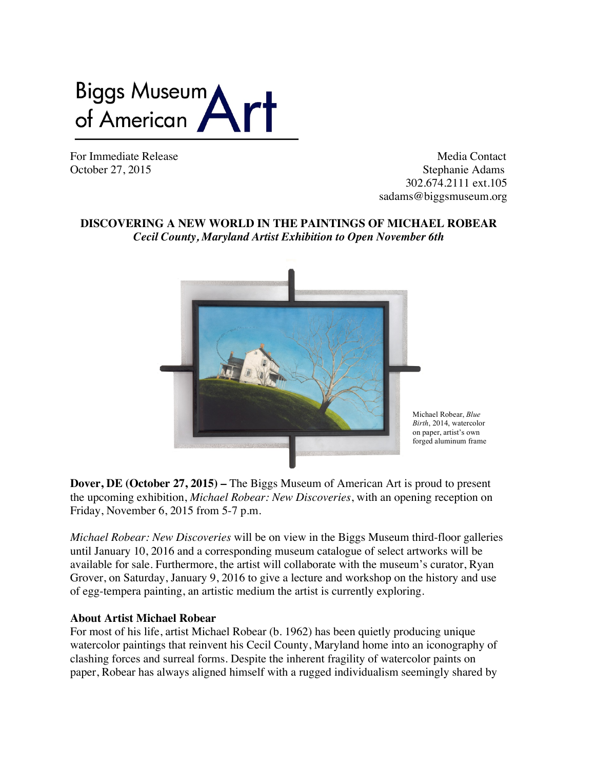Biggs Museum of American Art

For Immediate Release
October 27, 2015

Media Contact
Stephanie Adams
302.674.2111 ext.105
sadams@biggsmuseum.org

## DISCOVERING A NEW WORLD IN THE PAINTINGS OF MICHAEL ROBEAR

***Cecil County, Maryland Artist Exhibition to Open November 6th***

Michael Robear, *Blue Birth*, 2014, watercolor on paper, artist's own forged aluminum frame

**Dover, DE (October 27, 2015) –** The Biggs Museum of American Art is proud to present the upcoming exhibition, *Michael Robear: New Discoveries*, with an opening reception on Friday, November 6, 2015 from 5-7 p.m.

*Michael Robear: New Discoveries* will be on view in the Biggs Museum third-floor galleries until January 10, 2016 and a corresponding museum catalogue of select artworks will be available for sale. Furthermore, the artist will collaborate with the museum's curator, Ryan Grover, on Saturday, January 9, 2016 to give a lecture and workshop on the history and use of egg-tempera painting, an artistic medium the artist is currently exploring.

### About Artist Michael Robear

For most of his life, artist Michael Robear (b. 1962) has been quietly producing unique watercolor paintings that reinvent his Cecil County, Maryland home into an iconography of clashing forces and surreal forms. Despite the inherent fragility of watercolor paints on paper, Robear has always aligned himself with a rugged individualism seemingly shared by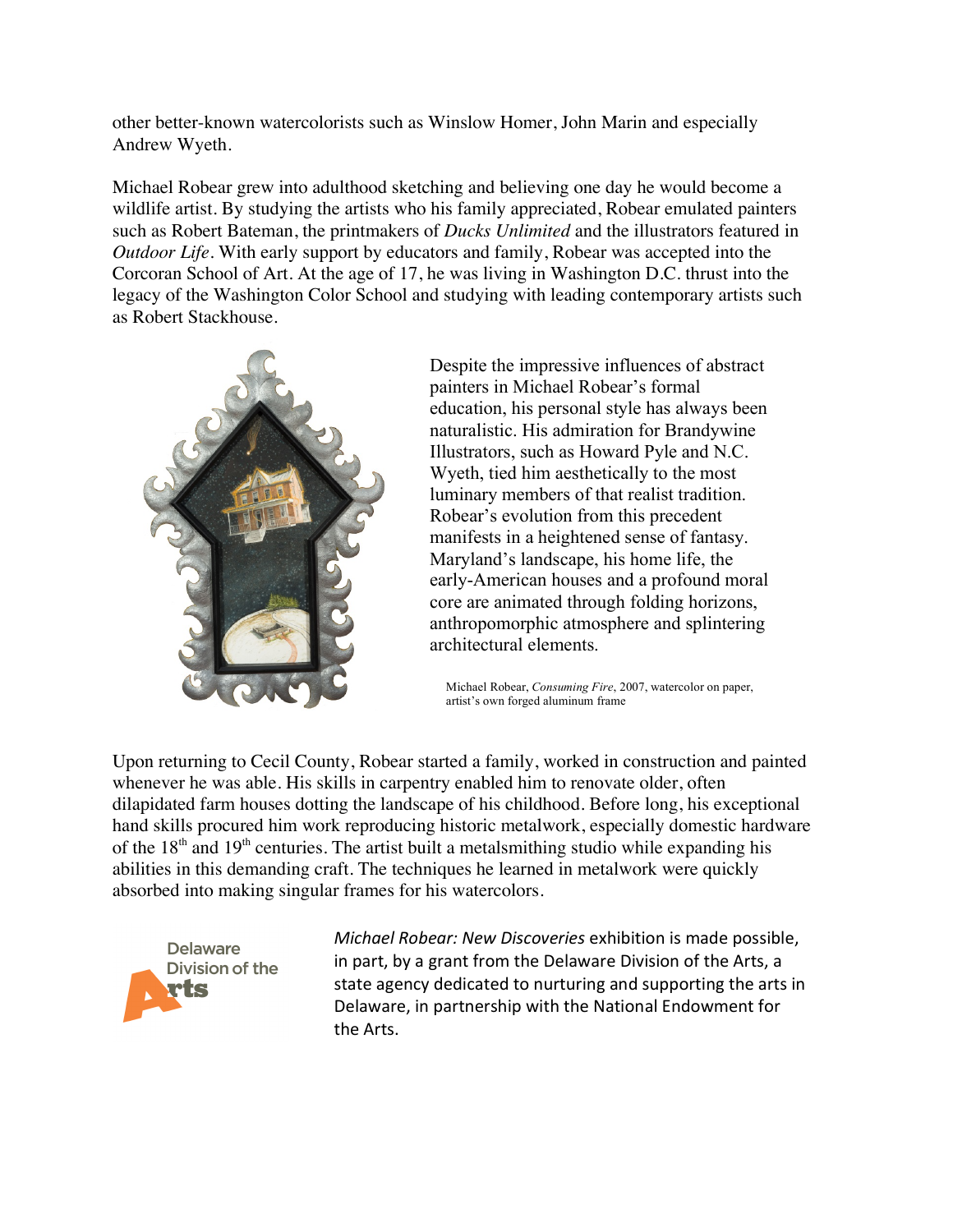other better-known watercolorists such as Winslow Homer, John Marin and especially Andrew Wyeth.

Michael Robear grew into adulthood sketching and believing one day he would become a wildlife artist. By studying the artists who his family appreciated, Robear emulated painters such as Robert Bateman, the printmakers of *Ducks Unlimited* and the illustrators featured in *Outdoor Life*. With early support by educators and family, Robear was accepted into the Corcoran School of Art. At the age of 17, he was living in Washington D.C. thrust into the legacy of the Washington Color School and studying with leading contemporary artists such as Robert Stackhouse.

Despite the impressive influences of abstract painters in Michael Robear's formal education, his personal style has always been naturalistic. His admiration for Brandywine Illustrators, such as Howard Pyle and N.C. Wyeth, tied him aesthetically to the most luminary members of that realist tradition. Robear's evolution from this precedent manifests in a heightened sense of fantasy. Maryland's landscape, his home life, the early-American houses and a profound moral core are animated through folding horizons, anthropomorphic atmosphere and splintering architectural elements.

Michael Robear, *Consuming Fire*, 2007, watercolor on paper, artist's own forged aluminum frame

Upon returning to Cecil County, Robear started a family, worked in construction and painted whenever he was able. His skills in carpentry enabled him to renovate older, often dilapidated farm houses dotting the landscape of his childhood. Before long, his exceptional hand skills procured him work reproducing historic metalwork, especially domestic hardware of the 18th and 19th centuries. The artist built a metalsmithing studio while expanding his abilities in this demanding craft. The techniques he learned in metalwork were quickly absorbed into making singular frames for his watercolors.

Delaware Division of the Arts

*Michael Robear: New Discoveries* exhibition is made possible, in part, by a grant from the Delaware Division of the Arts, a state agency dedicated to nurturing and supporting the arts in Delaware, in partnership with the National Endowment for the Arts.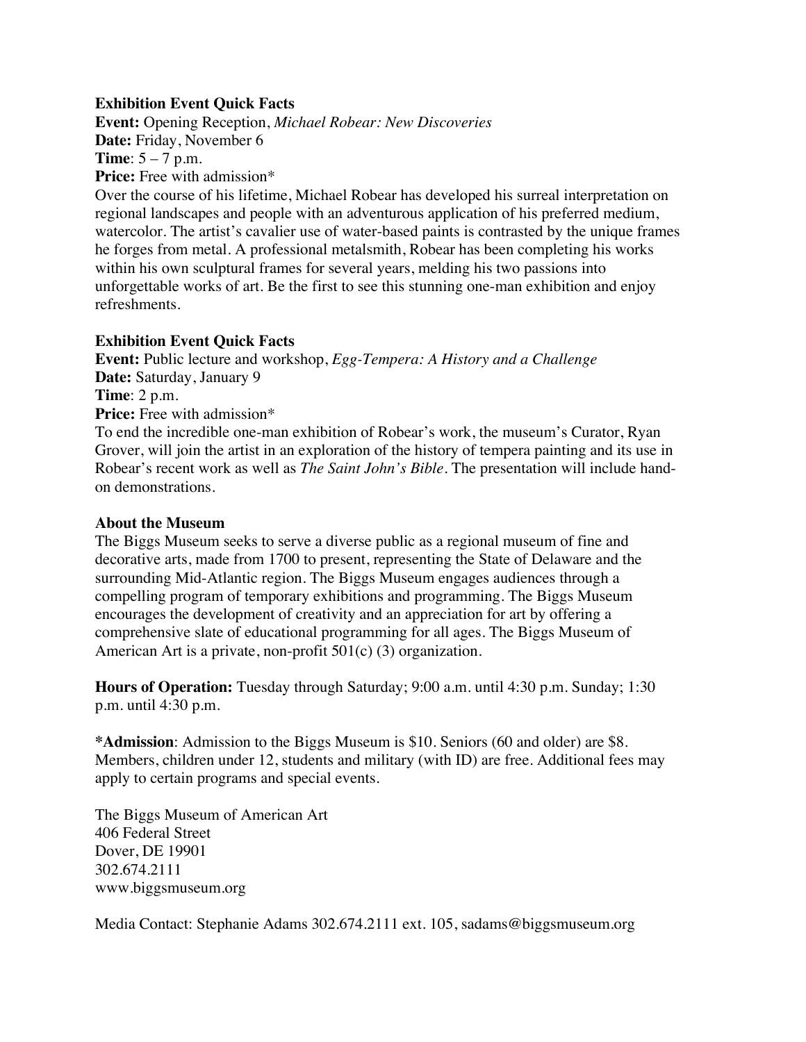**Exhibition Event Quick Facts**

**Event:** Opening Reception, *Michael Robear: New Discoveries*

**Date:** Friday, November 6

**Time**: 5 – 7 p.m.

**Price:** Free with admission*

Over the course of his lifetime, Michael Robear has developed his surreal interpretation on regional landscapes and people with an adventurous application of his preferred medium, watercolor. The artist's cavalier use of water-based paints is contrasted by the unique frames he forges from metal. A professional metalsmith, Robear has been completing his works within his own sculptural frames for several years, melding his two passions into unforgettable works of art. Be the first to see this stunning one-man exhibition and enjoy refreshments.

**Exhibition Event Quick Facts**

**Event:** Public lecture and workshop, *Egg-Tempera: A History and a Challenge*

**Date:** Saturday, January 9

**Time**: 2 p.m.

**Price:** Free with admission*

To end the incredible one-man exhibition of Robear's work, the museum's Curator, Ryan Grover, will join the artist in an exploration of the history of tempera painting and its use in Robear's recent work as well as *The Saint John's Bible*. The presentation will include hand-on demonstrations.

**About the Museum**

The Biggs Museum seeks to serve a diverse public as a regional museum of fine and decorative arts, made from 1700 to present, representing the State of Delaware and the surrounding Mid-Atlantic region. The Biggs Museum engages audiences through a compelling program of temporary exhibitions and programming. The Biggs Museum encourages the development of creativity and an appreciation for art by offering a comprehensive slate of educational programming for all ages. The Biggs Museum of American Art is a private, non-profit 501(c) (3) organization.

**Hours of Operation:** Tuesday through Saturday; 9:00 a.m. until 4:30 p.m. Sunday; 1:30 p.m. until 4:30 p.m.

***Admission**: Admission to the Biggs Museum is $10. Seniors (60 and older) are $8. Members, children under 12, students and military (with ID) are free. Additional fees may apply to certain programs and special events.

The Biggs Museum of American Art
406 Federal Street
Dover, DE 19901
302.674.2111
www.biggsmuseum.org

Media Contact: Stephanie Adams 302.674.2111 ext. 105, sadams@biggsmuseum.org